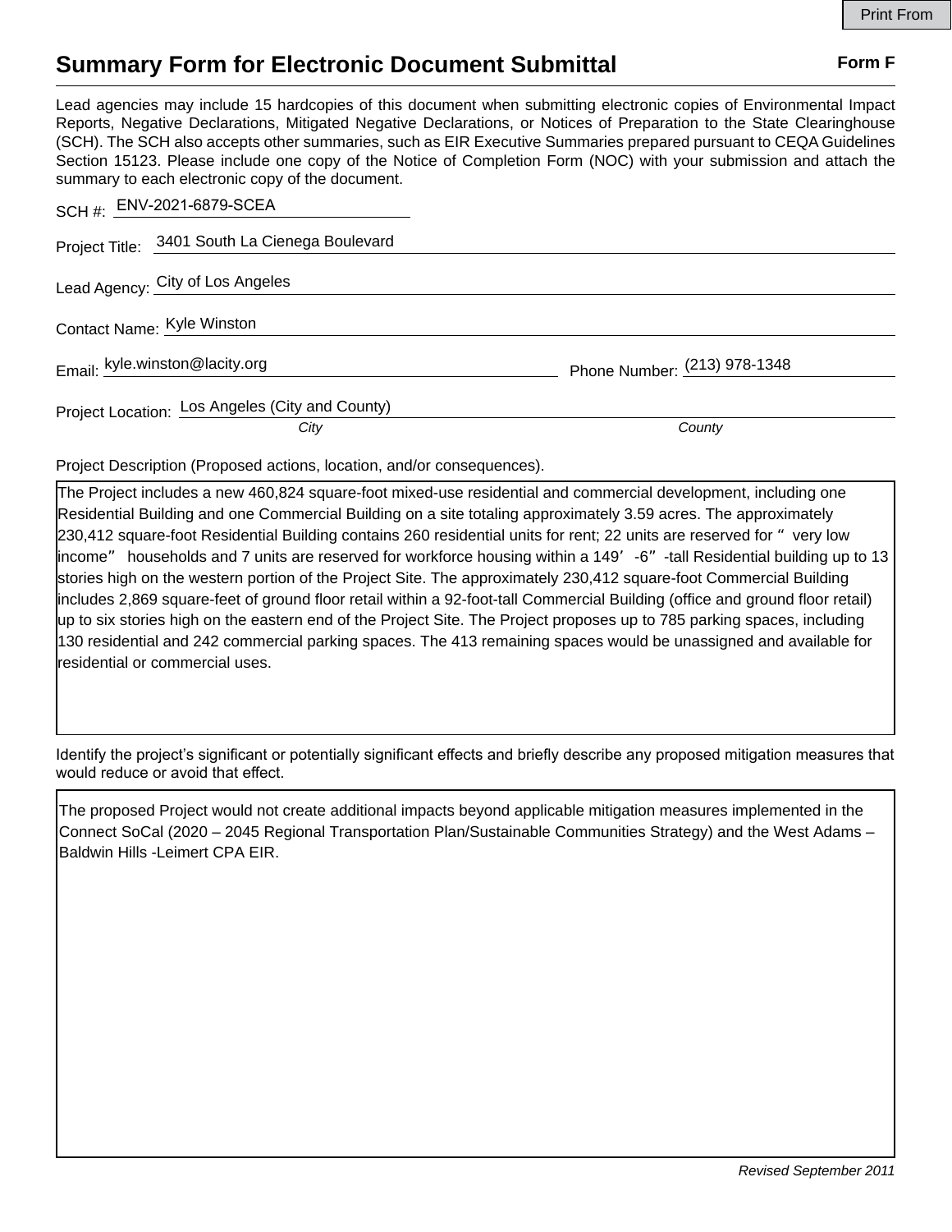Print From

# Summary Form for Electronic Document Submittal

**Form F**

Lead agencies may include 15 hardcopies of this document when submitting electronic copies of Environmental Impact Reports, Negative Declarations, Mitigated Negative Declarations, or Notices of Preparation to the State Clearinghouse (SCH). The SCH also accepts other summaries, such as EIR Executive Summaries prepared pursuant to CEQA Guidelines Section 15123. Please include one copy of the Notice of Completion Form (NOC) with your submission and attach the summary to each electronic copy of the document.

SCH #: ENV-2021-6879-SCEA

Project Title: 3401 South La Cienega Boulevard

Lead Agency: City of Los Angeles

Contact Name: Kyle Winston

Email: kyle.winston@lacity.org

Phone Number: (213) 978-1348

Project Location: Los Angeles (City and County)

*City* *County*

Project Description (Proposed actions, location, and/or consequences).

The Project includes a new 460,824 square-foot mixed-use residential and commercial development, including one Residential Building and one Commercial Building on a site totaling approximately 3.59 acres. The approximately 230,412 square-foot Residential Building contains 260 residential units for rent; 22 units are reserved for " very low income" households and 7 units are reserved for workforce housing within a 149' -6" -tall Residential building up to 13 stories high on the western portion of the Project Site. The approximately 230,412 square-foot Commercial Building includes 2,869 square-feet of ground floor retail within a 92-foot-tall Commercial Building (office and ground floor retail) up to six stories high on the eastern end of the Project Site. The Project proposes up to 785 parking spaces, including 130 residential and 242 commercial parking spaces. The 413 remaining spaces would be unassigned and available for residential or commercial uses.

Identify the project's significant or potentially significant effects and briefly describe any proposed mitigation measures that would reduce or avoid that effect.

The proposed Project would not create additional impacts beyond applicable mitigation measures implemented in the Connect SoCal (2020 – 2045 Regional Transportation Plan/Sustainable Communities Strategy) and the West Adams – Baldwin Hills -Leimert CPA EIR.

*Revised September 2011*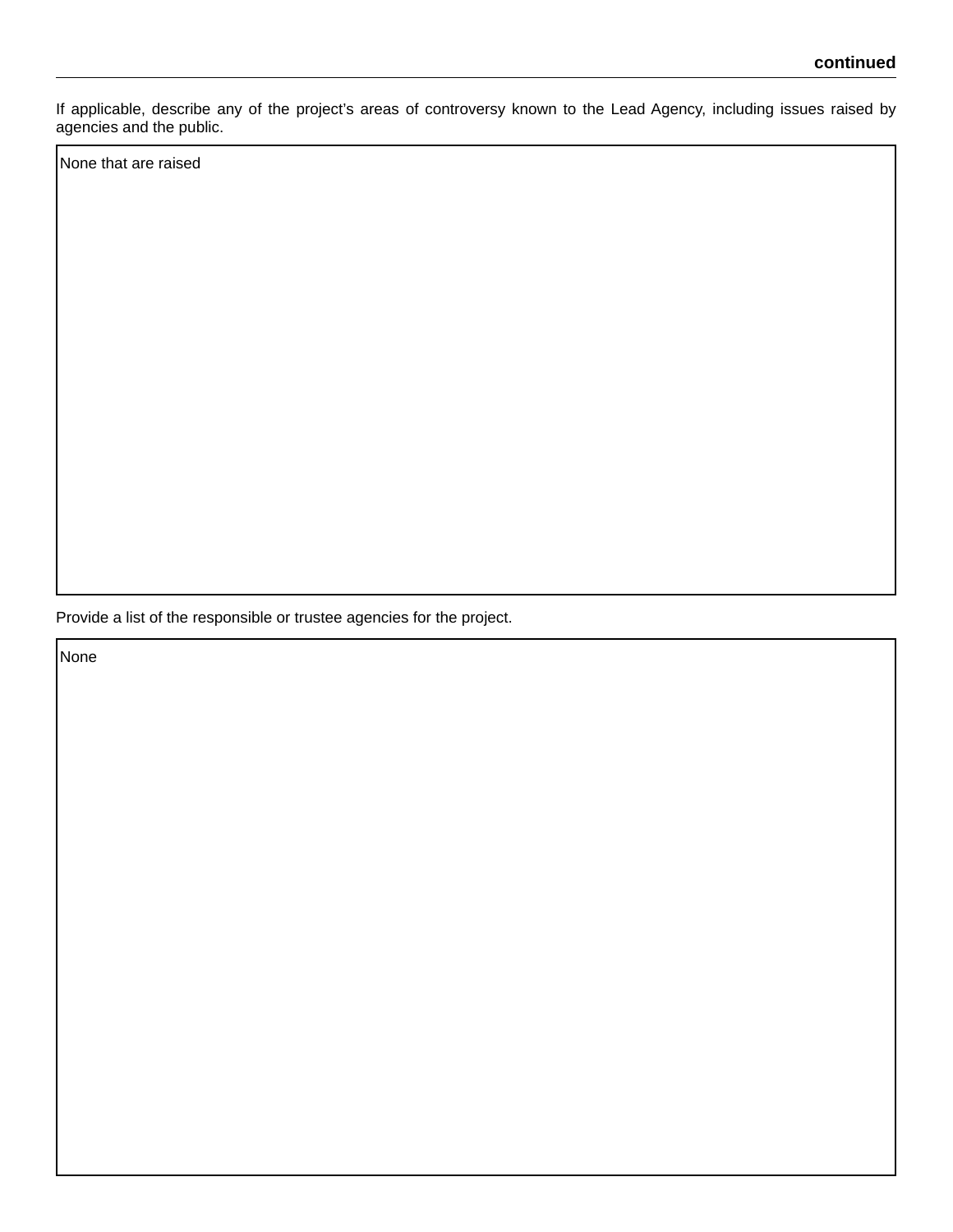**continued**

If applicable, describe any of the project's areas of controversy known to the Lead Agency, including issues raised by agencies and the public.

None that are raised

Provide a list of the responsible or trustee agencies for the project.

None